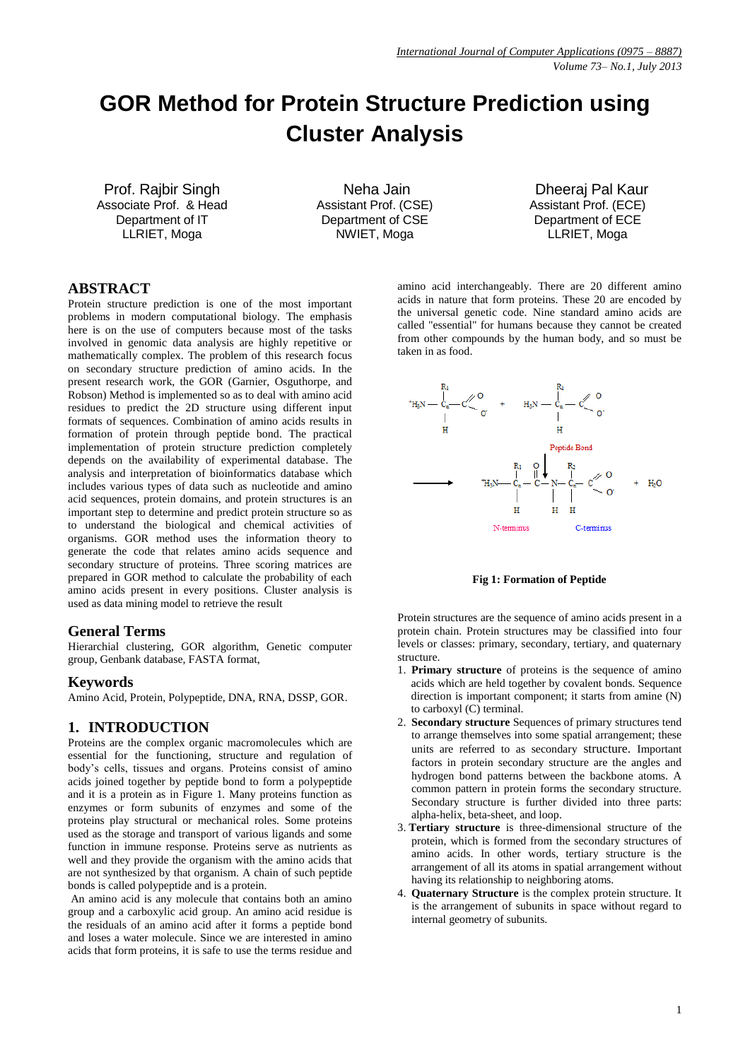# GOR Method for Protein Structure Prediction using Cluster Analysis

Prof. Rajbir Singh
Associate Prof. & Head
Department of IT
LLRIET, Moga

Neha Jain
Assistant Prof. (CSE)
Department of CSE
NWIET, Moga

Dheeraj Pal Kaur
Assistant Prof. (ECE)
Department of ECE
LLRIET, Moga

## ABSTRACT

Protein structure prediction is one of the most important problems in modern computational biology. The emphasis here is on the use of computers because most of the tasks involved in genomic data analysis are highly repetitive or mathematically complex. The problem of this research focus on secondary structure prediction of amino acids. In the present research work, the GOR (Garnier, Osguthorpe, and Robson) Method is implemented so as to deal with amino acid residues to predict the 2D structure using different input formats of sequences. Combination of amino acids results in formation of protein through peptide bond. The practical implementation of protein structure prediction completely depends on the availability of experimental database. The analysis and interpretation of bioinformatics database which includes various types of data such as nucleotide and amino acid sequences, protein domains, and protein structures is an important step to determine and predict protein structure so as to understand the biological and chemical activities of organisms. GOR method uses the information theory to generate the code that relates amino acids sequence and secondary structure of proteins. Three scoring matrices are prepared in GOR method to calculate the probability of each amino acids present in every positions. Cluster analysis is used as data mining model to retrieve the result

## General Terms

Hierarchial clustering, GOR algorithm, Genetic computer group, Genbank database, FASTA format,

## Keywords

Amino Acid, Protein, Polypeptide, DNA, RNA, DSSP, GOR.

## 1. INTRODUCTION

Proteins are the complex organic macromolecules which are essential for the functioning, structure and regulation of body's cells, tissues and organs. Proteins consist of amino acids joined together by peptide bond to form a polypeptide and it is a protein as in Figure 1. Many proteins function as enzymes or form subunits of enzymes and some of the proteins play structural or mechanical roles. Some proteins used as the storage and transport of various ligands and some function in immune response. Proteins serve as nutrients as well and they provide the organism with the amino acids that are not synthesized by that organism. A chain of such peptide bonds is called polypeptide and is a protein.

An amino acid is any molecule that contains both an amino group and a carboxylic acid group. An amino acid residue is the residuals of an amino acid after it forms a peptide bond and loses a water molecule. Since we are interested in amino acids that form proteins, it is safe to use the terms residue and amino acid interchangeably. There are 20 different amino acids in nature that form proteins. These 20 are encoded by the universal genetic code. Nine standard amino acids are called "essential" for humans because they cannot be created from other compounds by the human body, and so must be taken in as food.

**Fig 1: Formation of Peptide**

Protein structures are the sequence of amino acids present in a protein chain. Protein structures may be classified into four levels or classes: primary, secondary, tertiary, and quaternary structure.

1. **Primary structure** of proteins is the sequence of amino acids which are held together by covalent bonds. Sequence direction is important component; it starts from amine (N) to carboxyl (C) terminal.
2. **Secondary structure** Sequences of primary structures tend to arrange themselves into some spatial arrangement; these units are referred to as secondary structure. Important factors in protein secondary structure are the angles and hydrogen bond patterns between the backbone atoms. A common pattern in protein forms the secondary structure. Secondary structure is further divided into three parts: alpha-helix, beta-sheet, and loop.
3. **Tertiary structure** is three-dimensional structure of the protein, which is formed from the secondary structures of amino acids. In other words, tertiary structure is the arrangement of all its atoms in spatial arrangement without having its relationship to neighboring atoms.
4. **Quaternary Structure** is the complex protein structure. It is the arrangement of subunits in space without regard to internal geometry of subunits.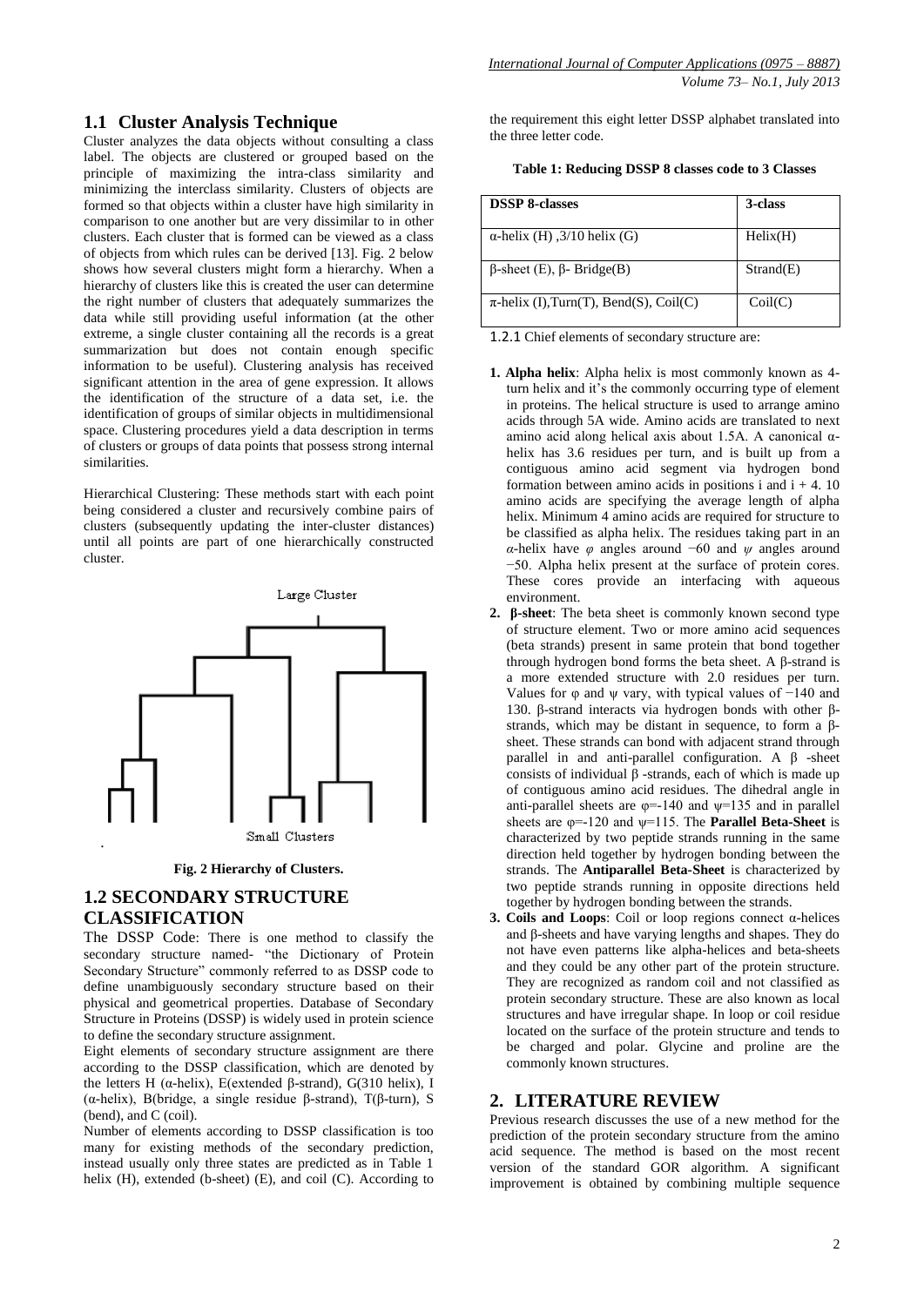## 1.1 Cluster Analysis Technique

Cluster analyzes the data objects without consulting a class label. The objects are clustered or grouped based on the principle of maximizing the intra-class similarity and minimizing the interclass similarity. Clusters of objects are formed so that objects within a cluster have high similarity in comparison to one another but are very dissimilar to in other clusters. Each cluster that is formed can be viewed as a class of objects from which rules can be derived [13]. Fig. 2 below shows how several clusters might form a hierarchy. When a hierarchy of clusters like this is created the user can determine the right number of clusters that adequately summarizes the data while still providing useful information (at the other extreme, a single cluster containing all the records is a great summarization but does not contain enough specific information to be useful). Clustering analysis has received significant attention in the area of gene expression. It allows the identification of the structure of a data set, i.e. the identification of groups of similar objects in multidimensional space. Clustering procedures yield a data description in terms of clusters or groups of data points that possess strong internal similarities.

Hierarchical Clustering: These methods start with each point being considered a cluster and recursively combine pairs of clusters (subsequently updating the inter-cluster distances) until all points are part of one hierarchically constructed cluster.

Large Cluster

Small Clusters

**Fig. 2 Hierarchy of Clusters.**

## 1.2 SECONDARY STRUCTURE CLASSIFICATION

The DSSP Code: There is one method to classify the secondary structure named- "the Dictionary of Protein Secondary Structure" commonly referred to as DSSP code to define unambiguously secondary structure based on their physical and geometrical properties. Database of Secondary Structure in Proteins (DSSP) is widely used in protein science to define the secondary structure assignment.

Eight elements of secondary structure assignment are there according to the DSSP classification, which are denoted by the letters H (α-helix), E(extended β-strand), G(310 helix), I (α-helix), B(bridge, a single residue β-strand), T(β-turn), S (bend), and C (coil).

Number of elements according to DSSP classification is too many for existing methods of the secondary prediction, instead usually only three states are predicted as in Table 1 helix (H), extended (b-sheet) (E), and coil (C). According to the requirement this eight letter DSSP alphabet translated into the three letter code.

**Table 1: Reducing DSSP 8 classes code to 3 Classes**

| DSSP 8-classes | 3-class |
|---|---|
| α-helix (H) ,3/10 helix (G) | Helix(H) |
| β-sheet (E), β- Bridge(B) | Strand(E) |
| π-helix (I),Turn(T), Bend(S), Coil(C) | Coil(C) |

### 1.2.1 Chief elements of secondary structure are:

1. **Alpha helix**: Alpha helix is most commonly known as 4-turn helix and it's the commonly occurring type of element in proteins. The helical structure is used to arrange amino acids through 5A wide. Amino acids are translated to next amino acid along helical axis about 1.5A. A canonical α-helix has 3.6 residues per turn, and is built up from a contiguous amino acid segment via hydrogen bond formation between amino acids in positions i and i + 4. 10 amino acids are specifying the average length of alpha helix. Minimum 4 amino acids are required for structure to be classified as alpha helix. The residues taking part in an *α*-helix have *φ* angles around −60 and *ψ* angles around −50. Alpha helix present at the surface of protein cores. These cores provide an interfacing with aqueous environment.
2. **β-sheet**: The beta sheet is commonly known second type of structure element. Two or more amino acid sequences (beta strands) present in same protein that bond together through hydrogen bond forms the beta sheet. A β-strand is a more extended structure with 2.0 residues per turn. Values for φ and ψ vary, with typical values of −140 and 130. β-strand interacts via hydrogen bonds with other β-strands, which may be distant in sequence, to form a β-sheet. These strands can bond with adjacent strand through parallel in and anti-parallel configuration. A β -sheet consists of individual β -strands, each of which is made up of contiguous amino acid residues. The dihedral angle in anti-parallel sheets are φ=-140 and ψ=135 and in parallel sheets are φ=-120 and ψ=115. The **Parallel Beta-Sheet** is characterized by two peptide strands running in the same direction held together by hydrogen bonding between the strands. The **Antiparallel Beta-Sheet** is characterized by two peptide strands running in opposite directions held together by hydrogen bonding between the strands.
3. **Coils and Loops**: Coil or loop regions connect α-helices and β-sheets and have varying lengths and shapes. They do not have even patterns like alpha-helices and beta-sheets and they could be any other part of the protein structure. They are recognized as random coil and not classified as protein secondary structure. These are also known as local structures and have irregular shape. In loop or coil residue located on the surface of the protein structure and tends to be charged and polar. Glycine and proline are the commonly known structures.

## 2. LITERATURE REVIEW

Previous research discusses the use of a new method for the prediction of the protein secondary structure from the amino acid sequence. The method is based on the most recent version of the standard GOR algorithm. A significant improvement is obtained by combining multiple sequence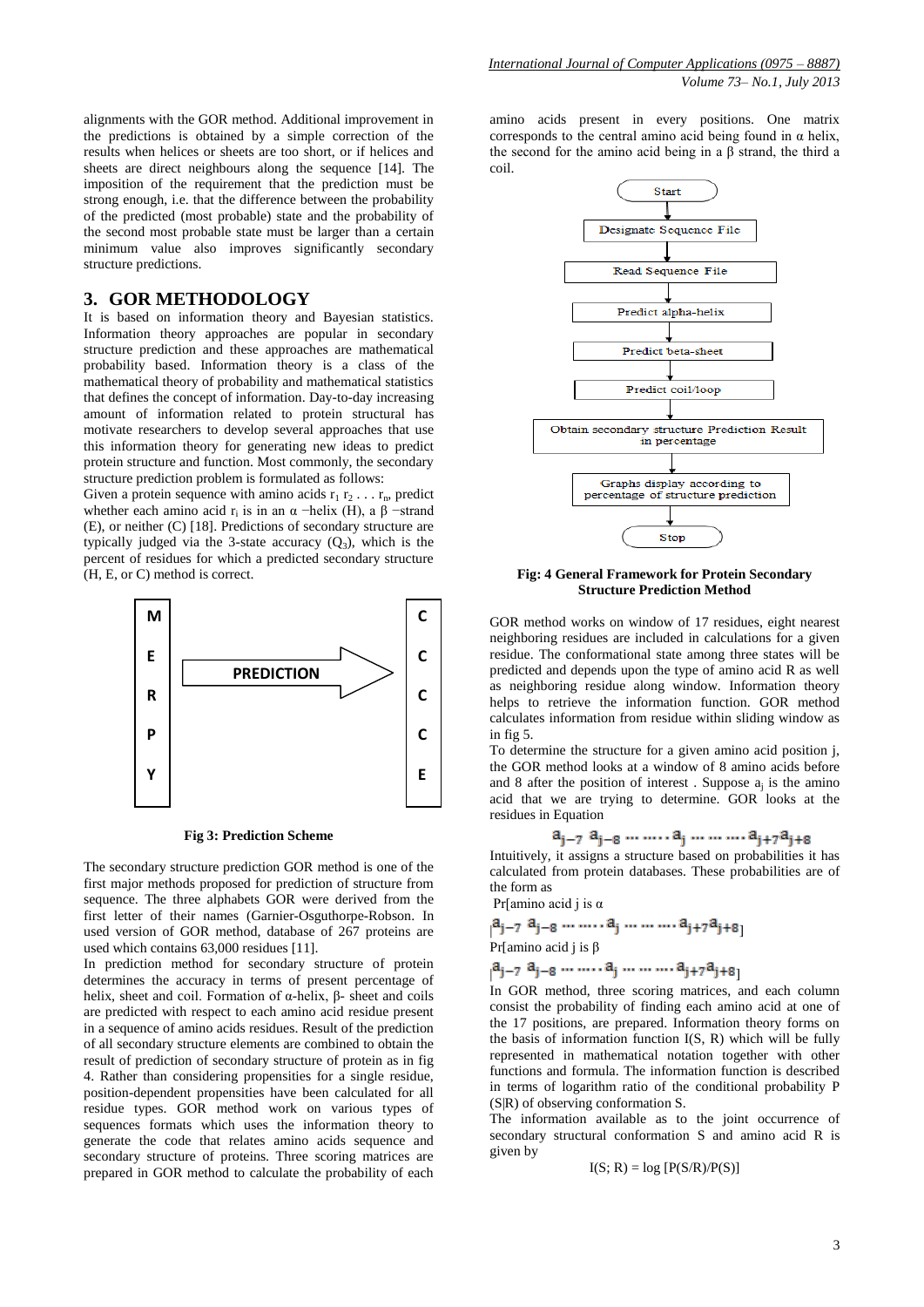alignments with the GOR method. Additional improvement in the predictions is obtained by a simple correction of the results when helices or sheets are too short, or if helices and sheets are direct neighbours along the sequence [14]. The imposition of the requirement that the prediction must be strong enough, i.e. that the difference between the probability of the predicted (most probable) state and the probability of the second most probable state must be larger than a certain minimum value also improves significantly secondary structure predictions.

## 3. GOR METHODOLOGY

It is based on information theory and Bayesian statistics. Information theory approaches are popular in secondary structure prediction and these approaches are mathematical probability based. Information theory is a class of the mathematical theory of probability and mathematical statistics that defines the concept of information. Day-to-day increasing amount of information related to protein structural has motivate researchers to develop several approaches that use this information theory for generating new ideas to predict protein structure and function. Most commonly, the secondary structure prediction problem is formulated as follows:

Given a protein sequence with amino acids $r_1\ r_2\ .\ .\ .\ r_n$, predict whether each amino acid $r_i$ is in an α −helix (H), a β −strand (E), or neither (C) [18]. Predictions of secondary structure are typically judged via the 3-state accuracy ($Q_3$), which is the percent of residues for which a predicted secondary structure (H, E, or C) method is correct.

| M | PREDICTION | C |
|---|---|---|
| E | | C |
| R | | C |
| P | | C |
| Y | | E |

**Fig 3: Prediction Scheme**

The secondary structure prediction GOR method is one of the first major methods proposed for prediction of structure from sequence. The three alphabets GOR were derived from the first letter of their names (Garnier-Osguthorpe-Robson. In used version of GOR method, database of 267 proteins are used which contains 63,000 residues [11].

In prediction method for secondary structure of protein determines the accuracy in terms of present percentage of helix, sheet and coil. Formation of α-helix, β- sheet and coils are predicted with respect to each amino acid residue present in a sequence of amino acids residues. Result of the prediction of all secondary structure elements are combined to obtain the result of prediction of secondary structure of protein as in fig 4. Rather than considering propensities for a single residue, position-dependent propensities have been calculated for all residue types. GOR method work on various types of sequences formats which uses the information theory to generate the code that relates amino acids sequence and secondary structure of proteins. Three scoring matrices are prepared in GOR method to calculate the probability of each amino acids present in every positions. One matrix corresponds to the central amino acid being found in α helix, the second for the amino acid being in a β strand, the third a coil.

Start → Designate Sequence File → Read Sequence File → Predict alpha-helix → Predict beta-sheet → Predict coil/loop → Obtain secondary structure Prediction Result in percentage → Graphs display according to percentage of structure prediction → Stop

**Fig: 4 General Framework for Protein Secondary Structure Prediction Method**

GOR method works on window of 17 residues, eight nearest neighboring residues are included in calculations for a given residue. The conformational state among three states will be predicted and depends upon the type of amino acid R as well as neighboring residue along window. Information theory helps to retrieve the information function. GOR method calculates information from residue within sliding window as in fig 5.

To determine the structure for a given amino acid position j, the GOR method looks at a window of 8 amino acids before and 8 after the position of interest . Suppose $a_j$ is the amino acid that we are trying to determine. GOR looks at the residues in Equation

$$a_{j-7}\ a_{j-8}\ \cdots\cdots\ a_j\ \cdots\cdots\cdots\ a_{j+7}a_{j+8}$$

Intuitively, it assigns a structure based on probabilities it has calculated from protein databases. These probabilities are of the form as

Pr[amino acid j is α

$|a_{j-7}\ a_{j-8}\ \cdots\cdots\ a_j\ \cdots\cdots\cdots\ a_{j+7}a_{j+8}]$

Pr[amino acid j is β

$|a_{j-7}\ a_{j-8}\ \cdots\cdots\ a_j\ \cdots\cdots\cdots\ a_{j+7}a_{j+8}]$

In GOR method, three scoring matrices, and each column consist the probability of finding each amino acid at one of the 17 positions, are prepared. Information theory forms on the basis of information function I(S, R) which will be fully represented in mathematical notation together with other functions and formula. The information function is described in terms of logarithm ratio of the conditional probability P (S|R) of observing conformation S.

The information available as to the joint occurrence of secondary structural conformation S and amino acid R is given by

$$I(S; R) = \log [P(S/R)/P(S)]$$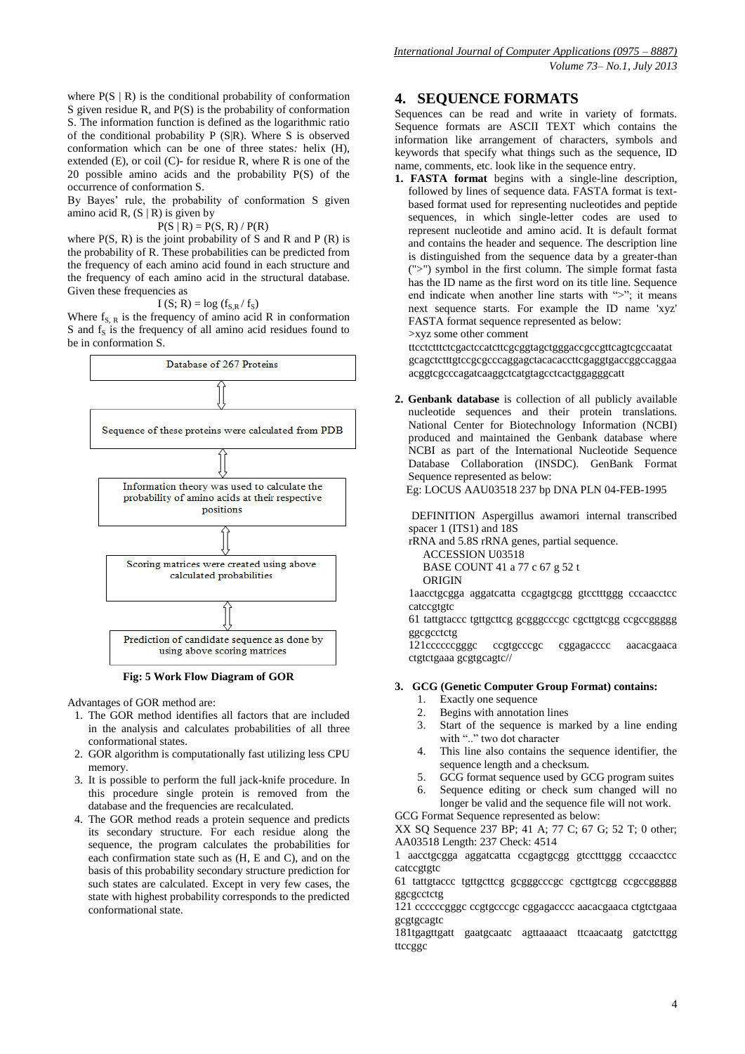where P(S | R) is the conditional probability of conformation S given residue R, and P(S) is the probability of conformation S. The information function is defined as the logarithmic ratio of the conditional probability P (S|R). Where S is observed conformation which can be one of three states: helix (H), extended (E), or coil (C)- for residue R, where R is one of the 20 possible amino acids and the probability P(S) of the occurrence of conformation S.

By Bayes' rule, the probability of conformation S given amino acid R, (S | R) is given by

$$P(S \mid R) = P(S, R) / P(R)$$

where P(S, R) is the joint probability of S and R and P (R) is the probability of R. These probabilities can be predicted from the frequency of each amino acid found in each structure and the frequency of each amino acid in the structural database. Given these frequencies as

$$I(S; R) = \log (f_{S,R} / f_S)$$

Where $f_{S,R}$ is the frequency of amino acid R in conformation S and $f_S$ is the frequency of all amino acid residues found to be in conformation S.

Database of 267 Proteins

⇕

Sequence of these proteins were calculated from PDB

⇕

Information theory was used to calculate the probability of amino acids at their respective positions

⇕

Scoring matrices were created using above calculated probabilities

⇕

Prediction of candidate sequence as done by using above scoring matrices

**Fig: 5 Work Flow Diagram of GOR**

Advantages of GOR method are:

1. The GOR method identifies all factors that are included in the analysis and calculates probabilities of all three conformational states.
2. GOR algorithm is computationally fast utilizing less CPU memory.
3. It is possible to perform the full jack-knife procedure. In this procedure single protein is removed from the database and the frequencies are recalculated.
4. The GOR method reads a protein sequence and predicts its secondary structure. For each residue along the sequence, the program calculates the probabilities for each confirmation state such as (H, E and C), and on the basis of this probability secondary structure prediction for such states are calculated. Except in very few cases, the state with highest probability corresponds to the predicted conformational state.

## 4. SEQUENCE FORMATS

Sequences can be read and write in variety of formats. Sequence formats are ASCII TEXT which contains the information like arrangement of characters, symbols and keywords that specify what things such as the sequence, ID name, comments, etc. look like in the sequence entry.

1. **FASTA format** begins with a single-line description, followed by lines of sequence data. FASTA format is text-based format used for representing nucleotides and peptide sequences, in which single-letter codes are used to represent nucleotide and amino acid. It is default format and contains the header and sequence. The description line is distinguished from the sequence data by a greater-than (">") symbol in the first column. The simple format fasta has the ID name as the first word on its title line. Sequence end indicate when another line starts with ">"; it means next sequence starts. For example the ID name 'xyz' FASTA format sequence represented as below:

   >xyz some other comment
   ttcctctttctcgactccatcttcgcggtagctgggaccgccgttcagtcgccaatat
   gcagctctttgtccgcgcccaggagctacacaccttcgaggtgaccggccaggaa
   acggtcgcccagatcaaggctcatgtagcctcactggagggcatt

2. **Genbank database** is collection of all publicly available nucleotide sequences and their protein translations. National Center for Biotechnology Information (NCBI) produced and maintained the Genbank database where NCBI as part of the International Nucleotide Sequence Database Collaboration (INSDC). GenBank Format Sequence represented as below:

   Eg: LOCUS AAU03518 237 bp DNA PLN 04-FEB-1995

   DEFINITION Aspergillus awamori internal transcribed spacer 1 (ITS1) and 18S
   rRNA and 5.8S rRNA genes, partial sequence.
   ACCESSION U03518
   BASE COUNT 41 a 77 c 67 g 52 t
   ORIGIN
   1aacctgcgga aggatcatta ccgagtgcgg gtcctttggg cccaacctcc catccgtgtc
   61 tattgtaccc tgttgcttcg gcgggcccgc cgcttgtcgg ccgccggggg ggcgcctctg
   121ccccccgggc ccgtgcccgc cggagacccc aacacgaaca ctgtctgaaa gcgtgcagtc//

3. **GCG (Genetic Computer Group Format) contains:**
   1. Exactly one sequence
   2. Begins with annotation lines
   3. Start of the sequence is marked by a line ending with ".." two dot character
   4. This line also contains the sequence identifier, the sequence length and a checksum.
   5. GCG format sequence used by GCG program suites
   6. Sequence editing or check sum changed will no longer be valid and the sequence file will not work.

GCG Format Sequence represented as below:

XX SQ Sequence 237 BP; 41 A; 77 C; 67 G; 52 T; 0 other;
AA03518 Length: 237 Check: 4514
1 aacctgcgga aggatcatta ccgagtgcgg gtcctttggg cccaacctcc catccgtgtc
61 tattgtaccc tgttgcttcg gcgggcccgc cgcttgtcgg ccgccggggg ggcgcctctg
121 ccccccgggc ccgtgcccgc cggagacccc aacacgaaca ctgtctgaaa gcgtgcagtc
181tgagttgatt gaatgcaatc agttaaaact ttcaacaatg gatctcttgg ttccggc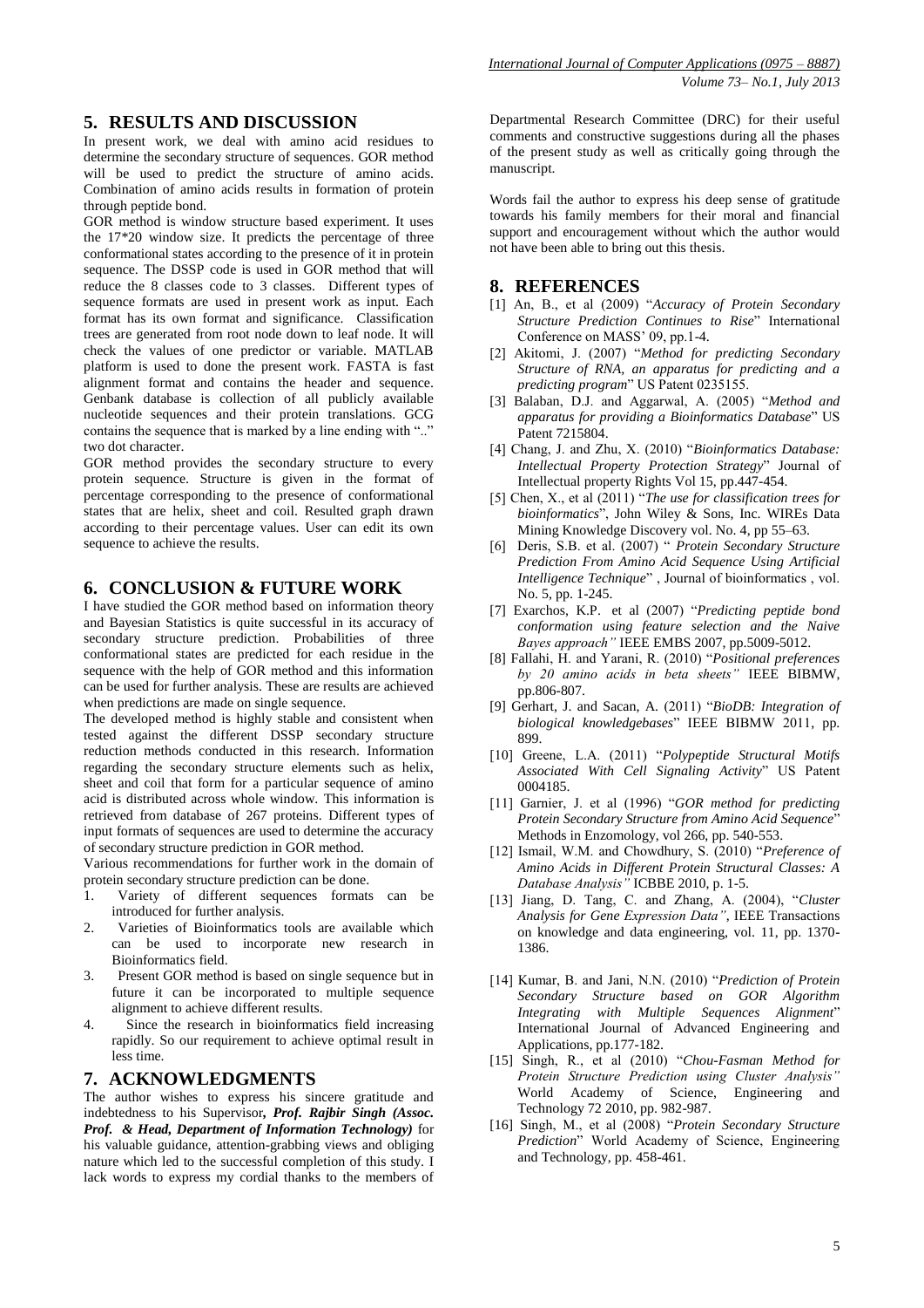## 5. RESULTS AND DISCUSSION

In present work, we deal with amino acid residues to determine the secondary structure of sequences. GOR method will be used to predict the structure of amino acids. Combination of amino acids results in formation of protein through peptide bond.

GOR method is window structure based experiment. It uses the 17*20 window size. It predicts the percentage of three conformational states according to the presence of it in protein sequence. The DSSP code is used in GOR method that will reduce the 8 classes code to 3 classes. Different types of sequence formats are used in present work as input. Each format has its own format and significance. Classification trees are generated from root node down to leaf node. It will check the values of one predictor or variable. MATLAB platform is used to done the present work. FASTA is fast alignment format and contains the header and sequence. Genbank database is collection of all publicly available nucleotide sequences and their protein translations. GCG contains the sequence that is marked by a line ending with ".." two dot character.

GOR method provides the secondary structure to every protein sequence. Structure is given in the format of percentage corresponding to the presence of conformational states that are helix, sheet and coil. Resulted graph drawn according to their percentage values. User can edit its own sequence to achieve the results.

## 6. CONCLUSION & FUTURE WORK

I have studied the GOR method based on information theory and Bayesian Statistics is quite successful in its accuracy of secondary structure prediction. Probabilities of three conformational states are predicted for each residue in the sequence with the help of GOR method and this information can be used for further analysis. These are results are achieved when predictions are made on single sequence.

The developed method is highly stable and consistent when tested against the different DSSP secondary structure reduction methods conducted in this research. Information regarding the secondary structure elements such as helix, sheet and coil that form for a particular sequence of amino acid is distributed across whole window. This information is retrieved from database of 267 proteins. Different types of input formats of sequences are used to determine the accuracy of secondary structure prediction in GOR method.

Various recommendations for further work in the domain of protein secondary structure prediction can be done.

1. Variety of different sequences formats can be introduced for further analysis.
2. Varieties of Bioinformatics tools are available which can be used to incorporate new research in Bioinformatics field.
3. Present GOR method is based on single sequence but in future it can be incorporated to multiple sequence alignment to achieve different results.
4. Since the research in bioinformatics field increasing rapidly. So our requirement to achieve optimal result in less time.

## 7. ACKNOWLEDGMENTS

The author wishes to express his sincere gratitude and indebtedness to his Supervisor**, *Prof. Rajbir Singh (Assoc. Prof. & Head, Department of Information Technology)*** for his valuable guidance, attention-grabbing views and obliging nature which led to the successful completion of this study. I lack words to express my cordial thanks to the members of Departmental Research Committee (DRC) for their useful comments and constructive suggestions during all the phases of the present study as well as critically going through the manuscript.

Words fail the author to express his deep sense of gratitude towards his family members for their moral and financial support and encouragement without which the author would not have been able to bring out this thesis.

## 8. REFERENCES

[1] An, B., et al (2009) "*Accuracy of Protein Secondary Structure Prediction Continues to Rise*" International Conference on MASS' 09, pp.1-4.

[2] Akitomi, J. (2007) "*Method for predicting Secondary Structure of RNA, an apparatus for predicting and a predicting program*" US Patent 0235155.

[3] Balaban, D.J. and Aggarwal, A. (2005) "*Method and apparatus for providing a Bioinformatics Database*" US Patent 7215804.

[4] Chang, J. and Zhu, X. (2010) "*Bioinformatics Database: Intellectual Property Protection Strategy*" Journal of Intellectual property Rights Vol 15, pp.447-454.

[5] Chen, X., et al (2011) "*The use for classification trees for bioinformatics*", John Wiley & Sons, Inc. WIREs Data Mining Knowledge Discovery vol. No. 4, pp 55–63.

[6] Deris, S.B. et al. (2007) " *Protein Secondary Structure Prediction From Amino Acid Sequence Using Artificial Intelligence Technique*" , Journal of bioinformatics , vol. No. 5, pp. 1-245.

[7] Exarchos, K.P. et al (2007) "*Predicting peptide bond conformation using feature selection and the Naive Bayes approach"* IEEE EMBS 2007, pp.5009-5012.

[8] Fallahi, H. and Yarani, R. (2010) "*Positional preferences by 20 amino acids in beta sheets"* IEEE BIBMW, pp.806-807.

[9] Gerhart, J. and Sacan, A. (2011) "*BioDB: Integration of biological knowledgebases*" IEEE BIBMW 2011, pp. 899.

[10] Greene, L.A. (2011) "*Polypeptide Structural Motifs Associated With Cell Signaling Activity*" US Patent 0004185.

[11] Garnier, J. et al (1996) "*GOR method for predicting Protein Secondary Structure from Amino Acid Sequence*" Methods in Enzomology, vol 266, pp. 540-553.

[12] Ismail, W.M. and Chowdhury, S. (2010) "*Preference of Amino Acids in Different Protein Structural Classes: A Database Analysis"* ICBBE 2010, p. 1-5.

[13] Jiang, D. Tang, C. and Zhang, A. (2004), "*Cluster Analysis for Gene Expression Data"*, IEEE Transactions on knowledge and data engineering, vol. 11, pp. 1370-1386.

[14] Kumar, B. and Jani, N.N. (2010) "*Prediction of Protein Secondary Structure based on GOR Algorithm Integrating with Multiple Sequences Alignment*" International Journal of Advanced Engineering and Applications, pp.177-182.

[15] Singh, R., et al (2010) "*Chou-Fasman Method for Protein Structure Prediction using Cluster Analysis"* World Academy of Science, Engineering and Technology 72 2010, pp. 982-987.

[16] Singh, M., et al (2008) "*Protein Secondary Structure Prediction*" World Academy of Science, Engineering and Technology, pp. 458-461.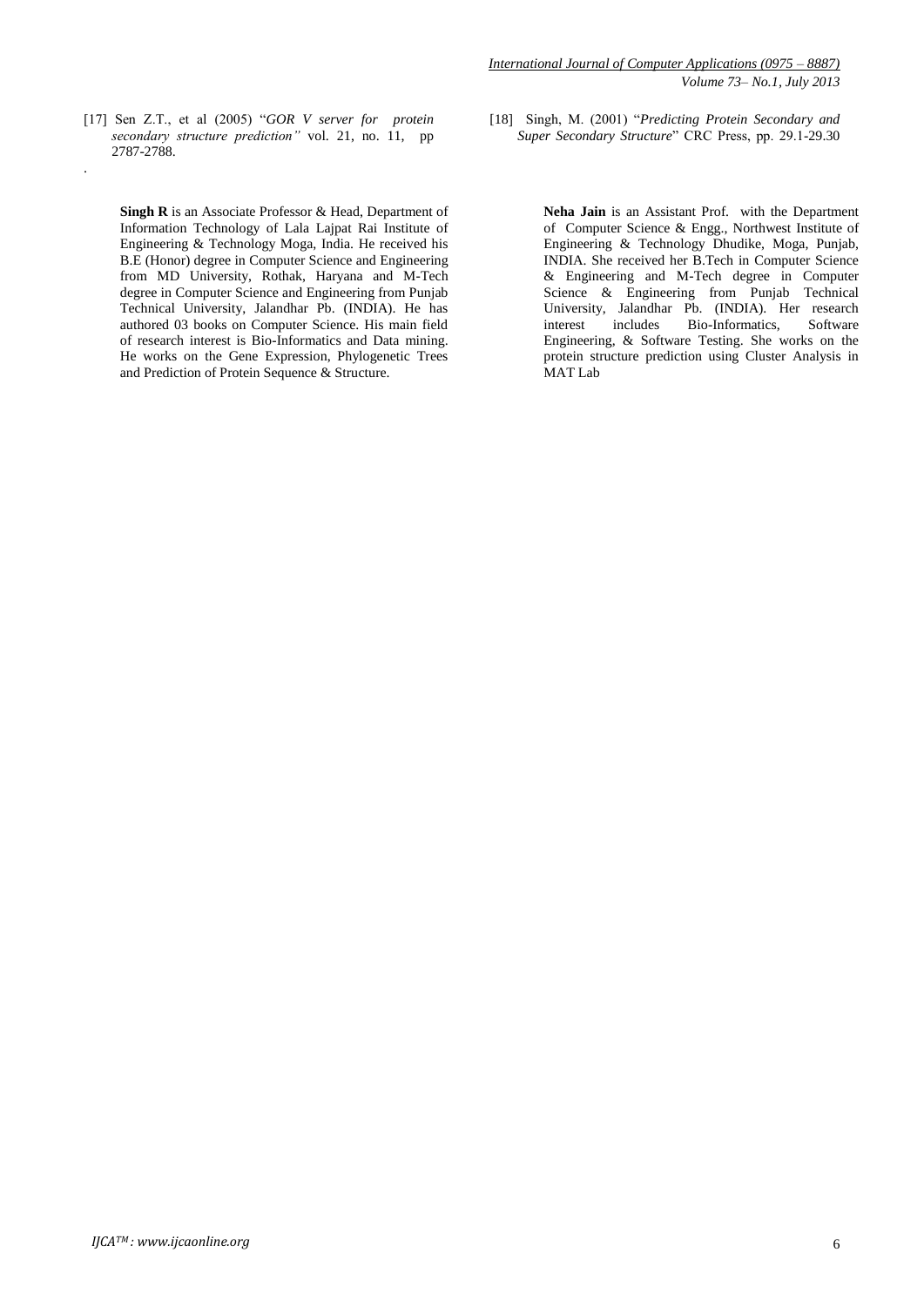[17] Sen Z.T., et al (2005) "*GOR V server for protein secondary structure prediction"* vol. 21, no. 11, pp 2787-2788.

[18] Singh, M. (2001) "*Predicting Protein Secondary and Super Secondary Structure*" CRC Press, pp. 29.1-29.30

**Singh R** is an Associate Professor & Head, Department of Information Technology of Lala Lajpat Rai Institute of Engineering & Technology Moga, India. He received his B.E (Honor) degree in Computer Science and Engineering from MD University, Rothak, Haryana and M-Tech degree in Computer Science and Engineering from Punjab Technical University, Jalandhar Pb. (INDIA). He has authored 03 books on Computer Science. His main field of research interest is Bio-Informatics and Data mining. He works on the Gene Expression, Phylogenetic Trees and Prediction of Protein Sequence & Structure.

**Neha Jain** is an Assistant Prof. with the Department of Computer Science & Engg., Northwest Institute of Engineering & Technology Dhudike, Moga, Punjab, INDIA. She received her B.Tech in Computer Science & Engineering and M-Tech degree in Computer Science & Engineering from Punjab Technical University, Jalandhar Pb. (INDIA). Her research interest includes Bio-Informatics, Software Engineering, & Software Testing. She works on the protein structure prediction using Cluster Analysis in MAT Lab